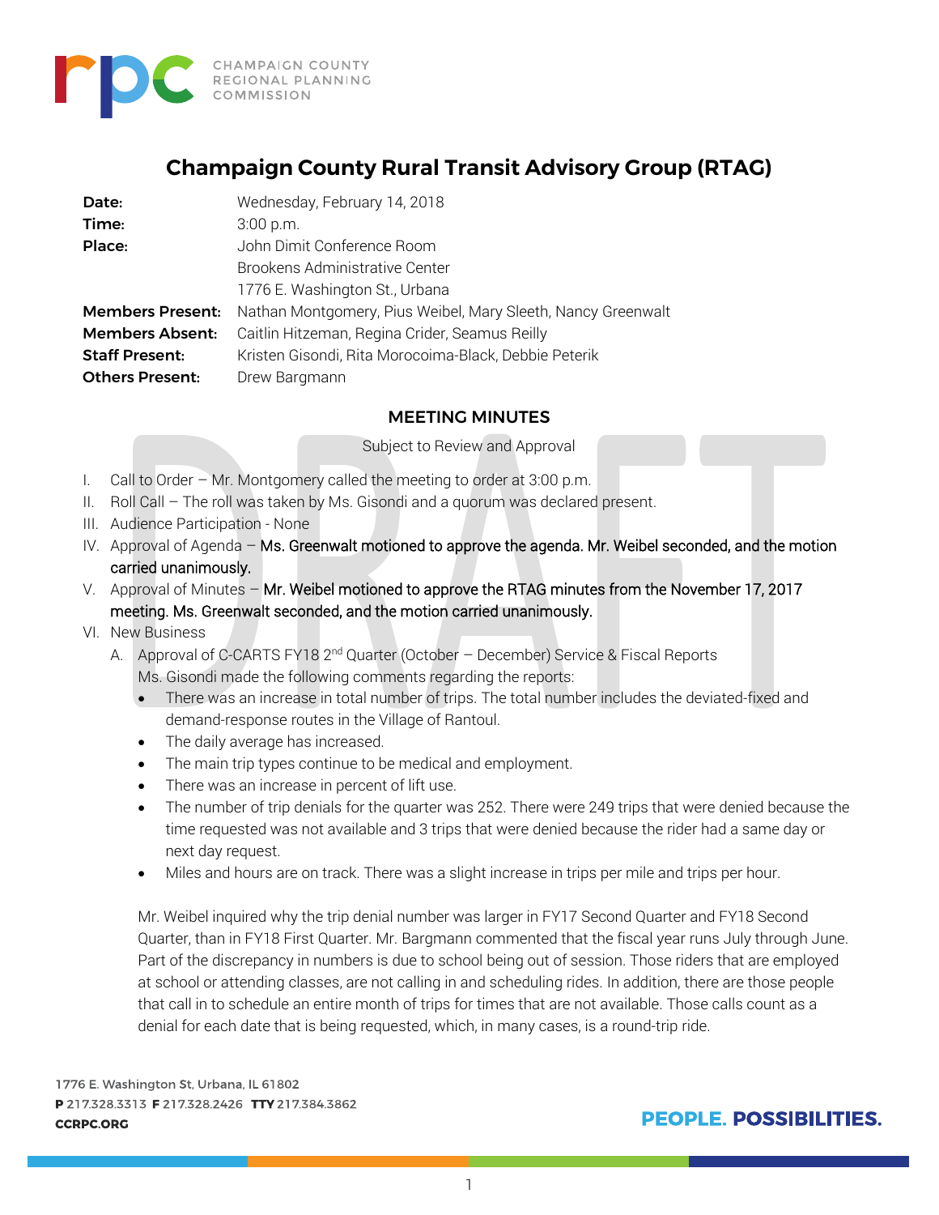CHAMPAIGN COUNTY REGIONAL PLANNING COMMISSION

# Champaign County Rural Transit Advisory Group (RTAG)

| | |
|---|---|
| **Date:** | Wednesday, February 14, 2018 |
| **Time:** | 3:00 p.m. |
| **Place:** | John Dimit Conference Room<br>Brookens Administrative Center<br>1776 E. Washington St., Urbana |
| **Members Present:** | Nathan Montgomery, Pius Weibel, Mary Sleeth, Nancy Greenwalt |
| **Members Absent:** | Caitlin Hitzeman, Regina Crider, Seamus Reilly |
| **Staff Present:** | Kristen Gisondi, Rita Morocoima-Black, Debbie Peterik |
| **Others Present:** | Drew Bargmann |

## MEETING MINUTES

Subject to Review and Approval

I. Call to Order – Mr. Montgomery called the meeting to order at 3:00 p.m.

II. Roll Call – The roll was taken by Ms. Gisondi and a quorum was declared present.

III. Audience Participation - None

IV. Approval of Agenda – **Ms. Greenwalt motioned to approve the agenda. Mr. Weibel seconded, and the motion carried unanimously.**

V. Approval of Minutes – **Mr. Weibel motioned to approve the RTAG minutes from the November 17, 2017 meeting. Ms. Greenwalt seconded, and the motion carried unanimously.**

VI. New Business

A. Approval of C-CARTS FY18 2nd Quarter (October – December) Service & Fiscal Reports

Ms. Gisondi made the following comments regarding the reports:

- There was an increase in total number of trips. The total number includes the deviated-fixed and demand-response routes in the Village of Rantoul.
- The daily average has increased.
- The main trip types continue to be medical and employment.
- There was an increase in percent of lift use.
- The number of trip denials for the quarter was 252. There were 249 trips that were denied because the time requested was not available and 3 trips that were denied because the rider had a same day or next day request.
- Miles and hours are on track. There was a slight increase in trips per mile and trips per hour.

Mr. Weibel inquired why the trip denial number was larger in FY17 Second Quarter and FY18 Second Quarter, than in FY18 First Quarter. Mr. Bargmann commented that the fiscal year runs July through June. Part of the discrepancy in numbers is due to school being out of session. Those riders that are employed at school or attending classes, are not calling in and scheduling rides. In addition, there are those people that call in to schedule an entire month of trips for times that are not available. Those calls count as a denial for each date that is being requested, which, in many cases, is a round-trip ride.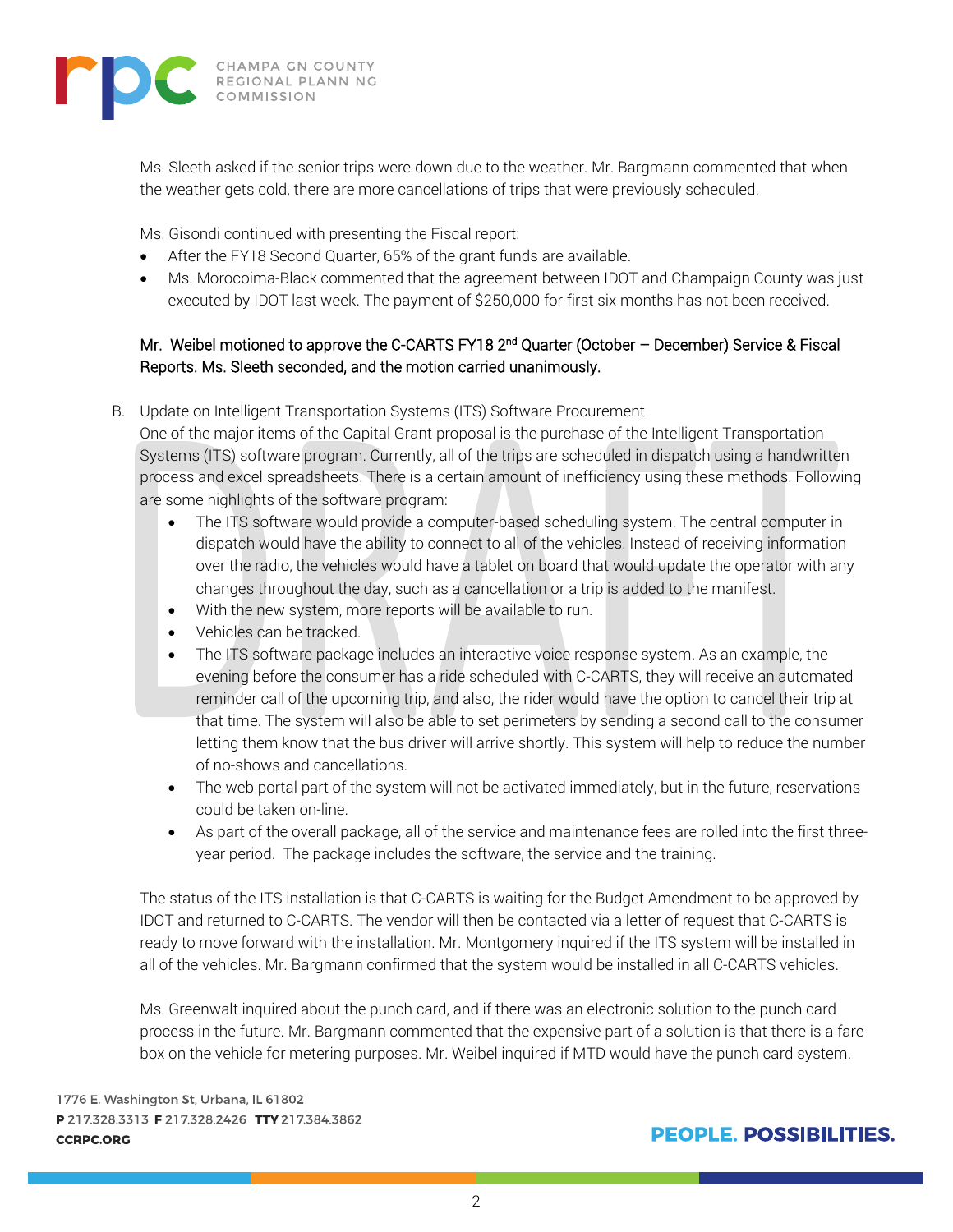Ms. Sleeth asked if the senior trips were down due to the weather. Mr. Bargmann commented that when the weather gets cold, there are more cancellations of trips that were previously scheduled.

Ms. Gisondi continued with presenting the Fiscal report:

- After the FY18 Second Quarter, 65% of the grant funds are available.
- Ms. Morocoima-Black commented that the agreement between IDOT and Champaign County was just executed by IDOT last week. The payment of $250,000 for first six months has not been received.

Mr. Weibel motioned to approve the C-CARTS FY18 2nd Quarter (October – December) Service & Fiscal Reports. Ms. Sleeth seconded, and the motion carried unanimously.

B. Update on Intelligent Transportation Systems (ITS) Software Procurement

One of the major items of the Capital Grant proposal is the purchase of the Intelligent Transportation Systems (ITS) software program. Currently, all of the trips are scheduled in dispatch using a handwritten process and excel spreadsheets. There is a certain amount of inefficiency using these methods. Following are some highlights of the software program:

- The ITS software would provide a computer-based scheduling system. The central computer in dispatch would have the ability to connect to all of the vehicles. Instead of receiving information over the radio, the vehicles would have a tablet on board that would update the operator with any changes throughout the day, such as a cancellation or a trip is added to the manifest.
- With the new system, more reports will be available to run.
- Vehicles can be tracked.
- The ITS software package includes an interactive voice response system. As an example, the evening before the consumer has a ride scheduled with C-CARTS, they will receive an automated reminder call of the upcoming trip, and also, the rider would have the option to cancel their trip at that time. The system will also be able to set perimeters by sending a second call to the consumer letting them know that the bus driver will arrive shortly. This system will help to reduce the number of no-shows and cancellations.
- The web portal part of the system will not be activated immediately, but in the future, reservations could be taken on-line.
- As part of the overall package, all of the service and maintenance fees are rolled into the first three-year period. The package includes the software, the service and the training.

The status of the ITS installation is that C-CARTS is waiting for the Budget Amendment to be approved by IDOT and returned to C-CARTS. The vendor will then be contacted via a letter of request that C-CARTS is ready to move forward with the installation. Mr. Montgomery inquired if the ITS system will be installed in all of the vehicles. Mr. Bargmann confirmed that the system would be installed in all C-CARTS vehicles.

Ms. Greenwalt inquired about the punch card, and if there was an electronic solution to the punch card process in the future. Mr. Bargmann commented that the expensive part of a solution is that there is a fare box on the vehicle for metering purposes. Mr. Weibel inquired if MTD would have the punch card system.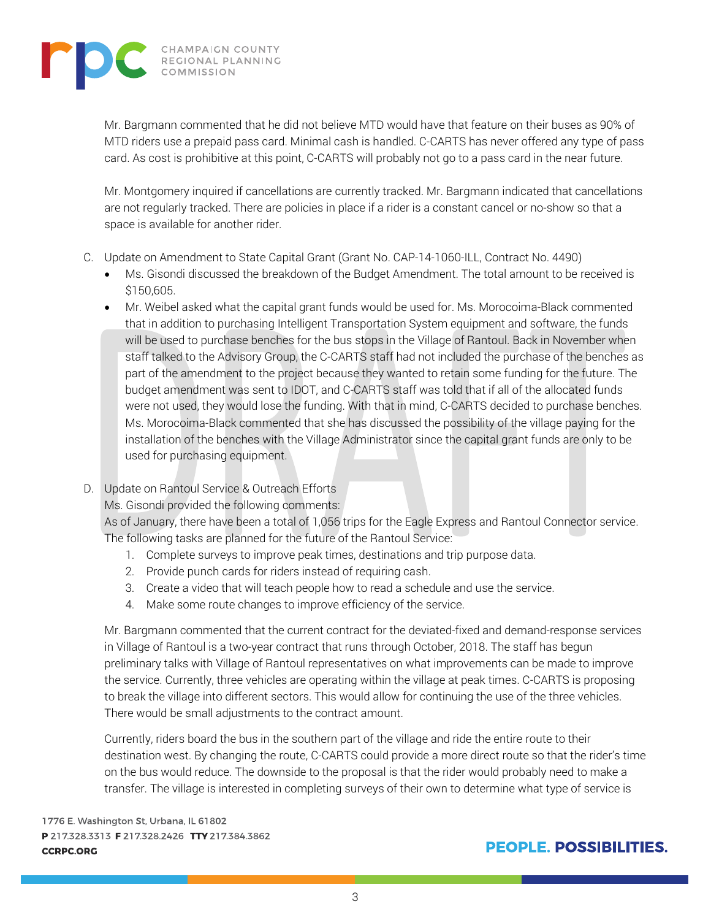Mr. Bargmann commented that he did not believe MTD would have that feature on their buses as 90% of MTD riders use a prepaid pass card. Minimal cash is handled. C-CARTS has never offered any type of pass card. As cost is prohibitive at this point, C-CARTS will probably not go to a pass card in the near future.

Mr. Montgomery inquired if cancellations are currently tracked. Mr. Bargmann indicated that cancellations are not regularly tracked. There are policies in place if a rider is a constant cancel or no-show so that a space is available for another rider.

C. Update on Amendment to State Capital Grant (Grant No. CAP-14-1060-ILL, Contract No. 4490)
   - Ms. Gisondi discussed the breakdown of the Budget Amendment. The total amount to be received is $150,605.
   - Mr. Weibel asked what the capital grant funds would be used for. Ms. Morocoima-Black commented that in addition to purchasing Intelligent Transportation System equipment and software, the funds will be used to purchase benches for the bus stops in the Village of Rantoul. Back in November when staff talked to the Advisory Group, the C-CARTS staff had not included the purchase of the benches as part of the amendment to the project because they wanted to retain some funding for the future. The budget amendment was sent to IDOT, and C-CARTS staff was told that if all of the allocated funds were not used, they would lose the funding. With that in mind, C-CARTS decided to purchase benches. Ms. Morocoima-Black commented that she has discussed the possibility of the village paying for the installation of the benches with the Village Administrator since the capital grant funds are only to be used for purchasing equipment.

D. Update on Rantoul Service & Outreach Efforts
   Ms. Gisondi provided the following comments:
   As of January, there have been a total of 1,056 trips for the Eagle Express and Rantoul Connector service. The following tasks are planned for the future of the Rantoul Service:
   1. Complete surveys to improve peak times, destinations and trip purpose data.
   2. Provide punch cards for riders instead of requiring cash.
   3. Create a video that will teach people how to read a schedule and use the service.
   4. Make some route changes to improve efficiency of the service.

   Mr. Bargmann commented that the current contract for the deviated-fixed and demand-response services in Village of Rantoul is a two-year contract that runs through October, 2018. The staff has begun preliminary talks with Village of Rantoul representatives on what improvements can be made to improve the service. Currently, three vehicles are operating within the village at peak times. C-CARTS is proposing to break the village into different sectors. This would allow for continuing the use of the three vehicles. There would be small adjustments to the contract amount.

   Currently, riders board the bus in the southern part of the village and ride the entire route to their destination west. By changing the route, C-CARTS could provide a more direct route so that the rider's time on the bus would reduce. The downside to the proposal is that the rider would probably need to make a transfer. The village is interested in completing surveys of their own to determine what type of service is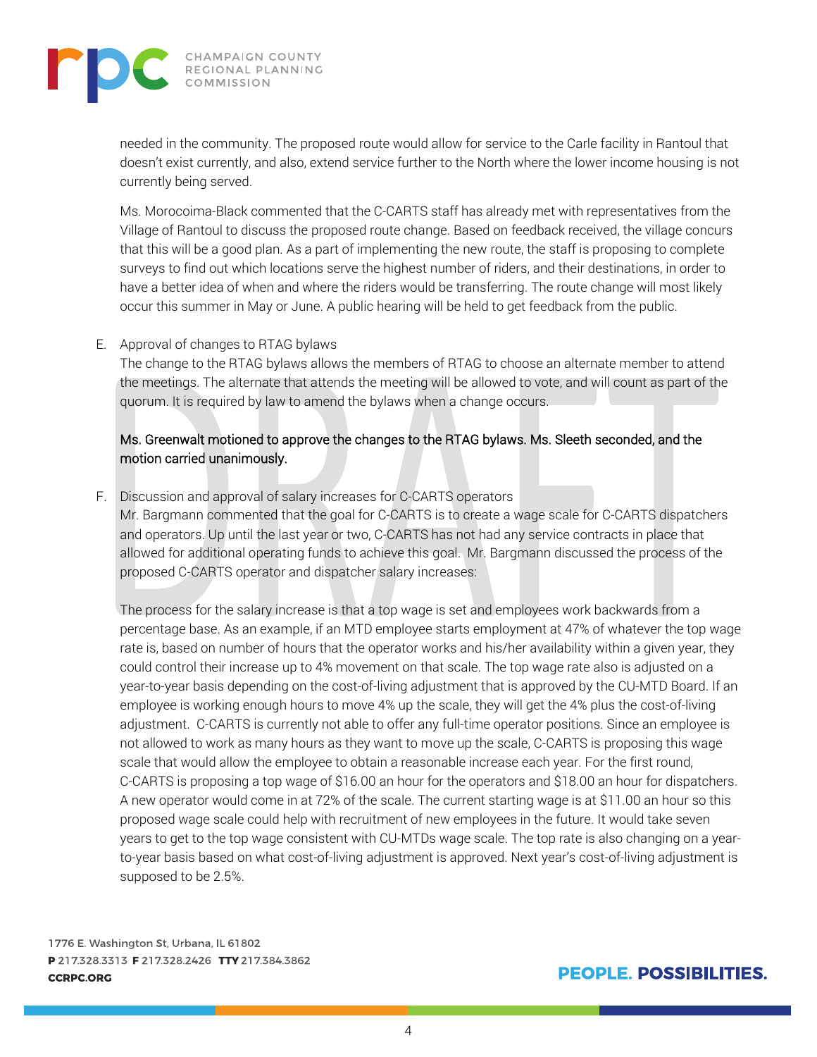needed in the community. The proposed route would allow for service to the Carle facility in Rantoul that doesn't exist currently, and also, extend service further to the North where the lower income housing is not currently being served.

Ms. Morocoima-Black commented that the C-CARTS staff has already met with representatives from the Village of Rantoul to discuss the proposed route change. Based on feedback received, the village concurs that this will be a good plan. As a part of implementing the new route, the staff is proposing to complete surveys to find out which locations serve the highest number of riders, and their destinations, in order to have a better idea of when and where the riders would be transferring. The route change will most likely occur this summer in May or June. A public hearing will be held to get feedback from the public.

E. Approval of changes to RTAG bylaws

The change to the RTAG bylaws allows the members of RTAG to choose an alternate member to attend the meetings. The alternate that attends the meeting will be allowed to vote, and will count as part of the quorum. It is required by law to amend the bylaws when a change occurs.

Ms. Greenwalt motioned to approve the changes to the RTAG bylaws. Ms. Sleeth seconded, and the motion carried unanimously.

F. Discussion and approval of salary increases for C-CARTS operators

Mr. Bargmann commented that the goal for C-CARTS is to create a wage scale for C-CARTS dispatchers and operators. Up until the last year or two, C-CARTS has not had any service contracts in place that allowed for additional operating funds to achieve this goal. Mr. Bargmann discussed the process of the proposed C-CARTS operator and dispatcher salary increases:

The process for the salary increase is that a top wage is set and employees work backwards from a percentage base. As an example, if an MTD employee starts employment at 47% of whatever the top wage rate is, based on number of hours that the operator works and his/her availability within a given year, they could control their increase up to 4% movement on that scale. The top wage rate also is adjusted on a year-to-year basis depending on the cost-of-living adjustment that is approved by the CU-MTD Board. If an employee is working enough hours to move 4% up the scale, they will get the 4% plus the cost-of-living adjustment. C-CARTS is currently not able to offer any full-time operator positions. Since an employee is not allowed to work as many hours as they want to move up the scale, C-CARTS is proposing this wage scale that would allow the employee to obtain a reasonable increase each year. For the first round, C-CARTS is proposing a top wage of $16.00 an hour for the operators and $18.00 an hour for dispatchers. A new operator would come in at 72% of the scale. The current starting wage is at $11.00 an hour so this proposed wage scale could help with recruitment of new employees in the future. It would take seven years to get to the top wage consistent with CU-MTDs wage scale. The top rate is also changing on a year-to-year basis based on what cost-of-living adjustment is approved. Next year's cost-of-living adjustment is supposed to be 2.5%.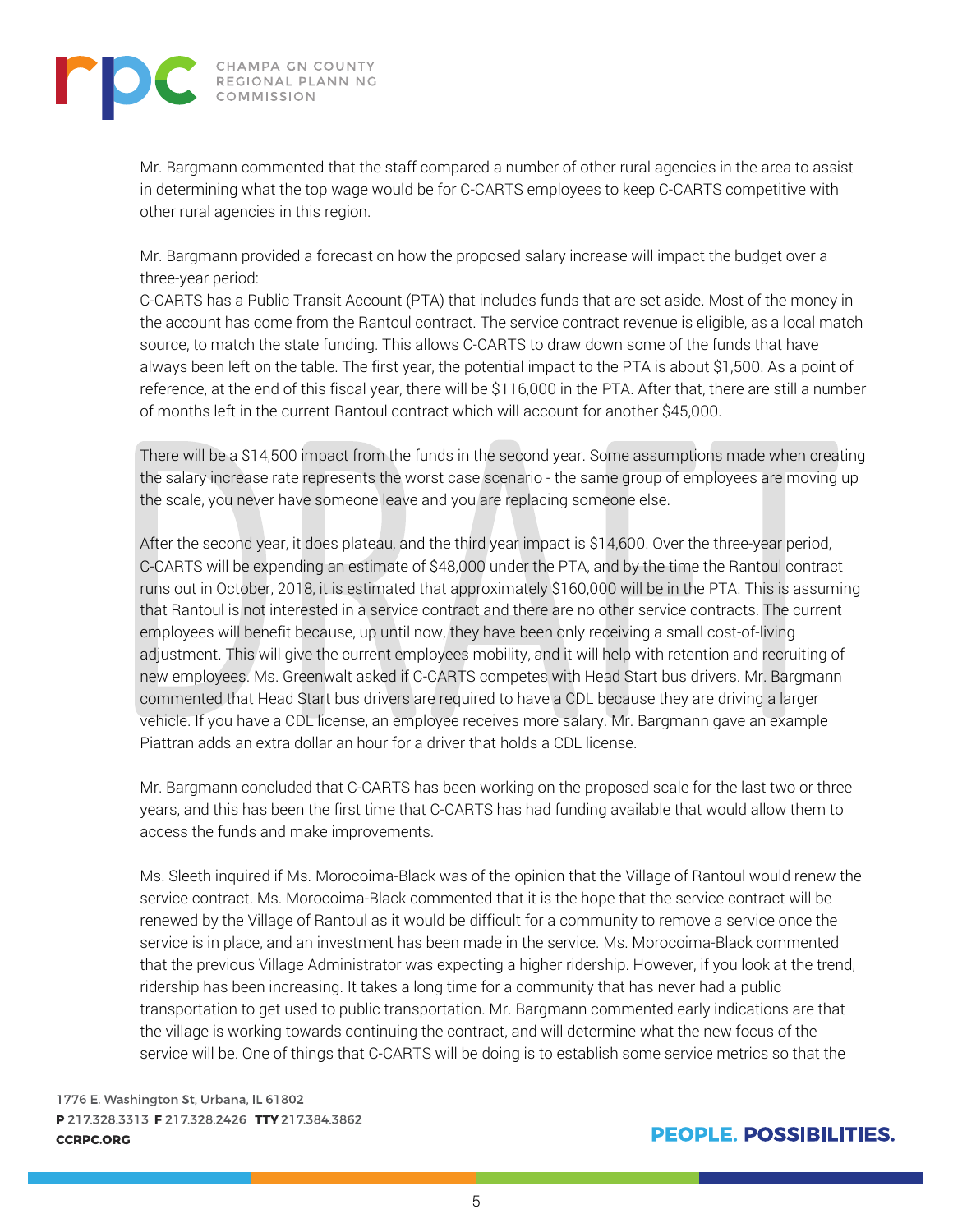Mr. Bargmann commented that the staff compared a number of other rural agencies in the area to assist in determining what the top wage would be for C-CARTS employees to keep C-CARTS competitive with other rural agencies in this region.

Mr. Bargmann provided a forecast on how the proposed salary increase will impact the budget over a three-year period:
C-CARTS has a Public Transit Account (PTA) that includes funds that are set aside. Most of the money in the account has come from the Rantoul contract. The service contract revenue is eligible, as a local match source, to match the state funding. This allows C-CARTS to draw down some of the funds that have always been left on the table. The first year, the potential impact to the PTA is about $1,500. As a point of reference, at the end of this fiscal year, there will be $116,000 in the PTA. After that, there are still a number of months left in the current Rantoul contract which will account for another $45,000.

There will be a $14,500 impact from the funds in the second year. Some assumptions made when creating the salary increase rate represents the worst case scenario - the same group of employees are moving up the scale, you never have someone leave and you are replacing someone else.

After the second year, it does plateau, and the third year impact is $14,600. Over the three-year period, C-CARTS will be expending an estimate of $48,000 under the PTA, and by the time the Rantoul contract runs out in October, 2018, it is estimated that approximately $160,000 will be in the PTA. This is assuming that Rantoul is not interested in a service contract and there are no other service contracts. The current employees will benefit because, up until now, they have been only receiving a small cost-of-living adjustment. This will give the current employees mobility, and it will help with retention and recruiting of new employees. Ms. Greenwalt asked if C-CARTS competes with Head Start bus drivers. Mr. Bargmann commented that Head Start bus drivers are required to have a CDL because they are driving a larger vehicle. If you have a CDL license, an employee receives more salary. Mr. Bargmann gave an example Piattran adds an extra dollar an hour for a driver that holds a CDL license.

Mr. Bargmann concluded that C-CARTS has been working on the proposed scale for the last two or three years, and this has been the first time that C-CARTS has had funding available that would allow them to access the funds and make improvements.

Ms. Sleeth inquired if Ms. Morocoima-Black was of the opinion that the Village of Rantoul would renew the service contract. Ms. Morocoima-Black commented that it is the hope that the service contract will be renewed by the Village of Rantoul as it would be difficult for a community to remove a service once the service is in place, and an investment has been made in the service. Ms. Morocoima-Black commented that the previous Village Administrator was expecting a higher ridership. However, if you look at the trend, ridership has been increasing. It takes a long time for a community that has never had a public transportation to get used to public transportation. Mr. Bargmann commented early indications are that the village is working towards continuing the contract, and will determine what the new focus of the service will be. One of things that C-CARTS will be doing is to establish some service metrics so that the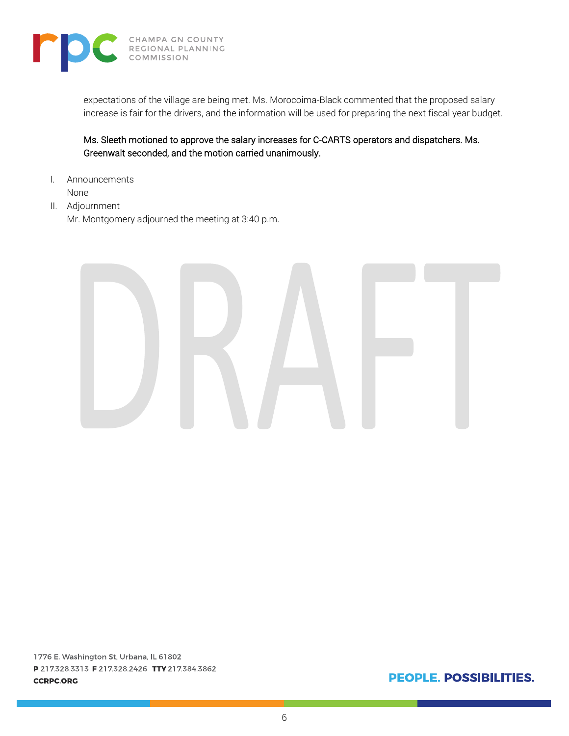expectations of the village are being met. Ms. Morocoima-Black commented that the proposed salary increase is fair for the drivers, and the information will be used for preparing the next fiscal year budget.

Ms. Sleeth motioned to approve the salary increases for C-CARTS operators and dispatchers. Ms. Greenwalt seconded, and the motion carried unanimously.

I. Announcements
   None
II. Adjournment
   Mr. Montgomery adjourned the meeting at 3:40 p.m.

DRAFT